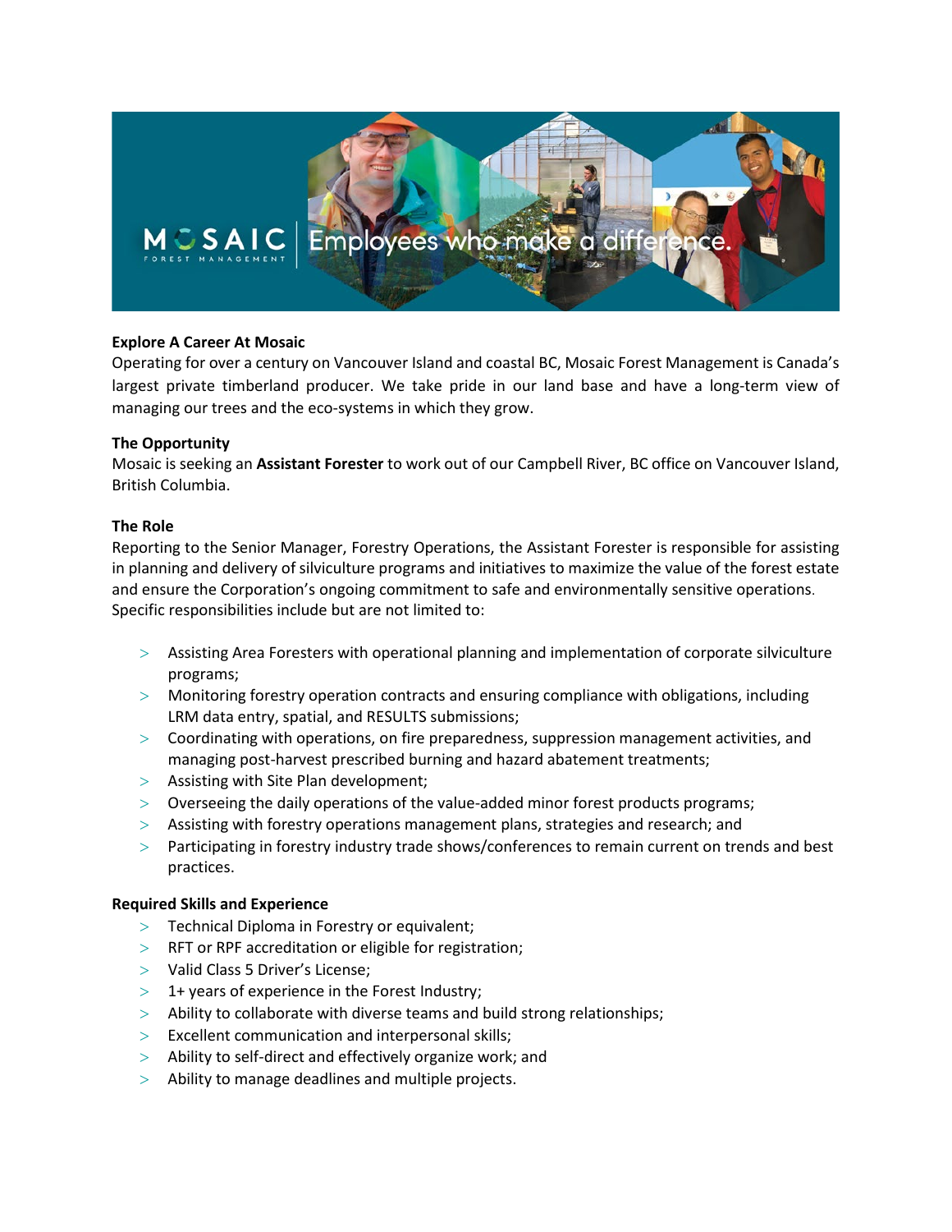**Explore A Career At Mosaic**

Operating for over a century on Vancouver Island and coastal BC, Mosaic Forest Management is Canada's largest private timberland producer. We take pride in our land base and have a long-term view of managing our trees and the eco-systems in which they grow.

**The Opportunity**

Mosaic is seeking an **Assistant Forester** to work out of our Campbell River, BC office on Vancouver Island, British Columbia.

**The Role**

Reporting to the Senior Manager, Forestry Operations, the Assistant Forester is responsible for assisting in planning and delivery of silviculture programs and initiatives to maximize the value of the forest estate and ensure the Corporation's ongoing commitment to safe and environmentally sensitive operations. Specific responsibilities include but are not limited to:

- Assisting Area Foresters with operational planning and implementation of corporate silviculture programs;
- Monitoring forestry operation contracts and ensuring compliance with obligations, including LRM data entry, spatial, and RESULTS submissions;
- Coordinating with operations, on fire preparedness, suppression management activities, and managing post-harvest prescribed burning and hazard abatement treatments;
- Assisting with Site Plan development;
- Overseeing the daily operations of the value-added minor forest products programs;
- Assisting with forestry operations management plans, strategies and research; and
- Participating in forestry industry trade shows/conferences to remain current on trends and best practices.

**Required Skills and Experience**

- Technical Diploma in Forestry or equivalent;
- RFT or RPF accreditation or eligible for registration;
- Valid Class 5 Driver's License;
- 1+ years of experience in the Forest Industry;
- Ability to collaborate with diverse teams and build strong relationships;
- Excellent communication and interpersonal skills;
- Ability to self-direct and effectively organize work; and
- Ability to manage deadlines and multiple projects.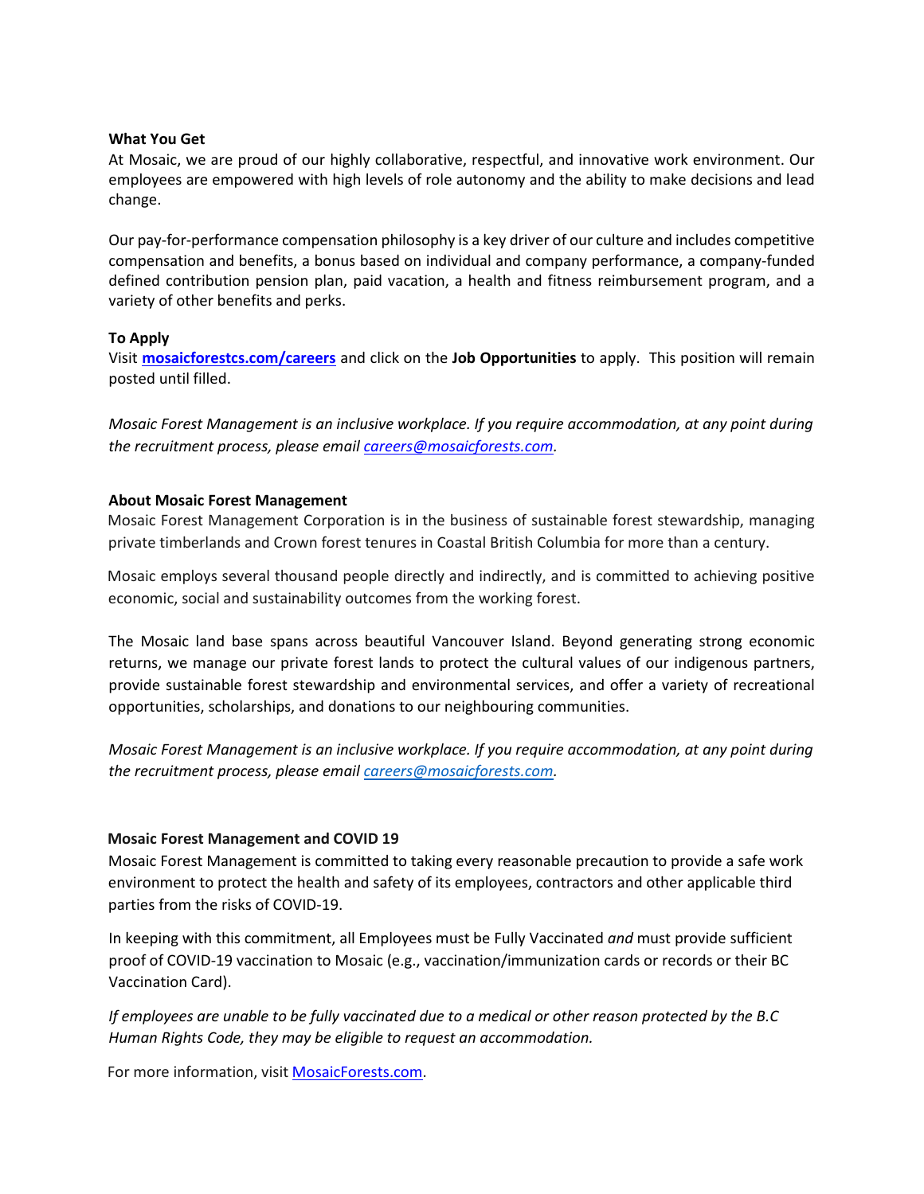**What You Get**
At Mosaic, we are proud of our highly collaborative, respectful, and innovative work environment. Our employees are empowered with high levels of role autonomy and the ability to make decisions and lead change.

Our pay-for-performance compensation philosophy is a key driver of our culture and includes competitive compensation and benefits, a bonus based on individual and company performance, a company-funded defined contribution pension plan, paid vacation, a health and fitness reimbursement program, and a variety of other benefits and perks.

**To Apply**
Visit **[mosaicforestcs.com/careers](mosaicforestcs.com/careers)** and click on the **Job Opportunities** to apply. This position will remain posted until filled.

*Mosaic Forest Management is an inclusive workplace. If you require accommodation, at any point during the recruitment process, please email [careers@mosaicforests.com](mailto:careers@mosaicforests.com).*

**About Mosaic Forest Management**
Mosaic Forest Management Corporation is in the business of sustainable forest stewardship, managing private timberlands and Crown forest tenures in Coastal British Columbia for more than a century.

Mosaic employs several thousand people directly and indirectly, and is committed to achieving positive economic, social and sustainability outcomes from the working forest.

The Mosaic land base spans across beautiful Vancouver Island. Beyond generating strong economic returns, we manage our private forest lands to protect the cultural values of our indigenous partners, provide sustainable forest stewardship and environmental services, and offer a variety of recreational opportunities, scholarships, and donations to our neighbouring communities.

*Mosaic Forest Management is an inclusive workplace. If you require accommodation, at any point during the recruitment process, please email [careers@mosaicforests.com](mailto:careers@mosaicforests.com).*

**Mosaic Forest Management and COVID 19**
Mosaic Forest Management is committed to taking every reasonable precaution to provide a safe work environment to protect the health and safety of its employees, contractors and other applicable third parties from the risks of COVID-19.

In keeping with this commitment, all Employees must be Fully Vaccinated *and* must provide sufficient proof of COVID-19 vaccination to Mosaic (e.g., vaccination/immunization cards or records or their BC Vaccination Card).

*If employees are unable to be fully vaccinated due to a medical or other reason protected by the B.C Human Rights Code, they may be eligible to request an accommodation.*

For more information, visit [MosaicForests.com](MosaicForests.com).